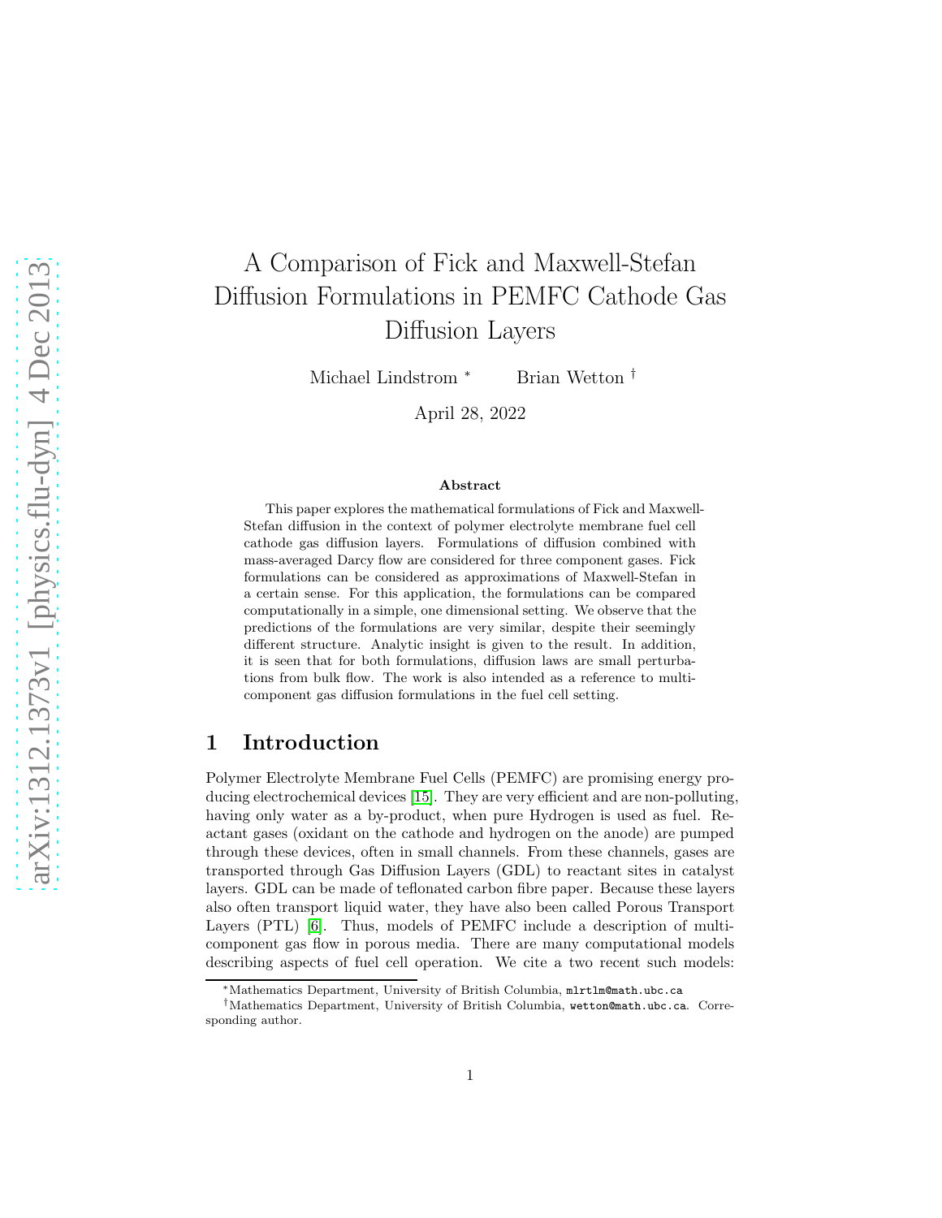# A Comparison of Fick and Maxwell-Stefan Diffusion Formulations in PEMFC Cathode Gas Diffusion Layers

Michael Lindstrom * Brian Wetton †

April 28, 2022

### Abstract

This paper explores the mathematical formulations of Fick and Maxwell-Stefan diffusion in the context of polymer electrolyte membrane fuel cell cathode gas diffusion layers. Formulations of diffusion combined with mass-averaged Darcy flow are considered for three component gases. Fick formulations can be considered as approximations of Maxwell-Stefan in a certain sense. For this application, the formulations can be compared computationally in a simple, one dimensional setting. We observe that the predictions of the formulations are very similar, despite their seemingly different structure. Analytic insight is given to the result. In addition, it is seen that for both formulations, diffusion laws are small perturbations from bulk flow. The work is also intended as a reference to multi-component gas diffusion formulations in the fuel cell setting.

## 1 Introduction

Polymer Electrolyte Membrane Fuel Cells (PEMFC) are promising energy producing electrochemical devices [15]. They are very efficient and are non-polluting, having only water as a by-product, when pure Hydrogen is used as fuel. Reactant gases (oxidant on the cathode and hydrogen on the anode) are pumped through these devices, often in small channels. From these channels, gases are transported through Gas Diffusion Layers (GDL) to reactant sites in catalyst layers. GDL can be made of teflonated carbon fibre paper. Because these layers also often transport liquid water, they have also been called Porous Transport Layers (PTL) [6]. Thus, models of PEMFC include a description of multi-component gas flow in porous media. There are many computational models describing aspects of fuel cell operation. We cite a two recent such models:

---

*Mathematics Department, University of British Columbia, mlrtlm@math.ubc.ca

†Mathematics Department, University of British Columbia, wetton@math.ubc.ca. Corresponding author.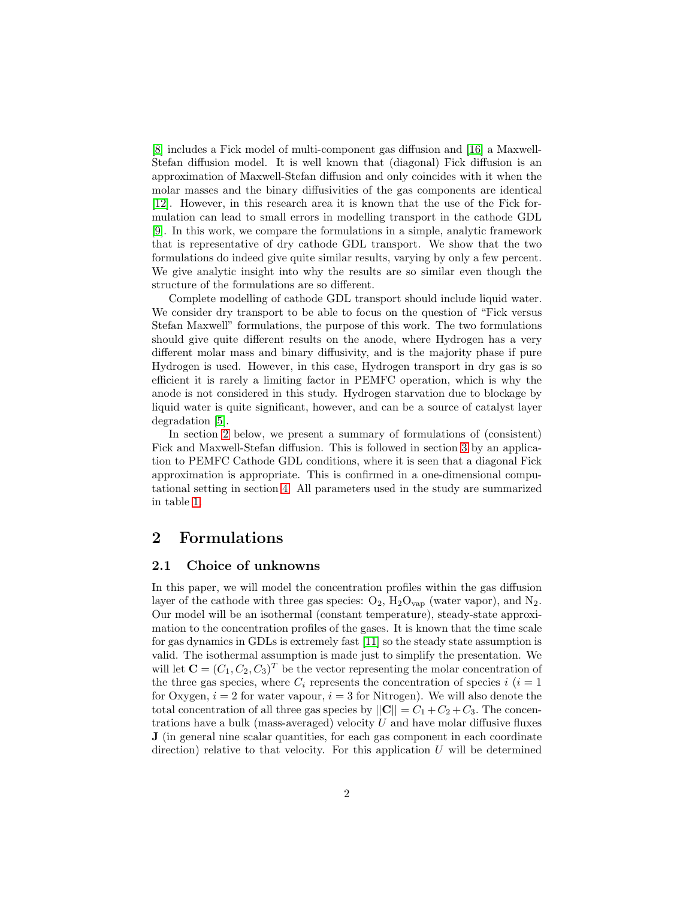[8] includes a Fick model of multi-component gas diffusion and [16] a Maxwell-Stefan diffusion model. It is well known that (diagonal) Fick diffusion is an approximation of Maxwell-Stefan diffusion and only coincides with it when the molar masses and the binary diffusivities of the gas components are identical [12]. However, in this research area it is known that the use of the Fick formulation can lead to small errors in modelling transport in the cathode GDL [9]. In this work, we compare the formulations in a simple, analytic framework that is representative of dry cathode GDL transport. We show that the two formulations do indeed give quite similar results, varying by only a few percent. We give analytic insight into why the results are so similar even though the structure of the formulations are so different.

Complete modelling of cathode GDL transport should include liquid water. We consider dry transport to be able to focus on the question of "Fick versus Stefan Maxwell" formulations, the purpose of this work. The two formulations should give quite different results on the anode, where Hydrogen has a very different molar mass and binary diffusivity, and is the majority phase if pure Hydrogen is used. However, in this case, Hydrogen transport in dry gas is so efficient it is rarely a limiting factor in PEMFC operation, which is why the anode is not considered in this study. Hydrogen starvation due to blockage by liquid water is quite significant, however, and can be a source of catalyst layer degradation [5].

In section 2 below, we present a summary of formulations of (consistent) Fick and Maxwell-Stefan diffusion. This is followed in section 3 by an application to PEMFC Cathode GDL conditions, where it is seen that a diagonal Fick approximation is appropriate. This is confirmed in a one-dimensional computational setting in section 4. All parameters used in the study are summarized in table 1.

# 2 Formulations

## 2.1 Choice of unknowns

In this paper, we will model the concentration profiles within the gas diffusion layer of the cathode with three gas species: $O_2$, $H_2O_{\text{vap}}$ (water vapor), and $N_2$. Our model will be an isothermal (constant temperature), steady-state approximation to the concentration profiles of the gases. It is known that the time scale for gas dynamics in GDLs is extremely fast [11] so the steady state assumption is valid. The isothermal assumption is made just to simplify the presentation. We will let $\mathbf{C} = (C_1, C_2, C_3)^T$ be the vector representing the molar concentration of the three gas species, where $C_i$ represents the concentration of species $i$ ($i = 1$ for Oxygen, $i = 2$ for water vapour, $i = 3$ for Nitrogen). We will also denote the total concentration of all three gas species by $||\mathbf{C}|| = C_1 + C_2 + C_3$. The concentrations have a bulk (mass-averaged) velocity $U$ and have molar diffusive fluxes $\mathbf{J}$ (in general nine scalar quantities, for each gas component in each coordinate direction) relative to that velocity. For this application $U$ will be determined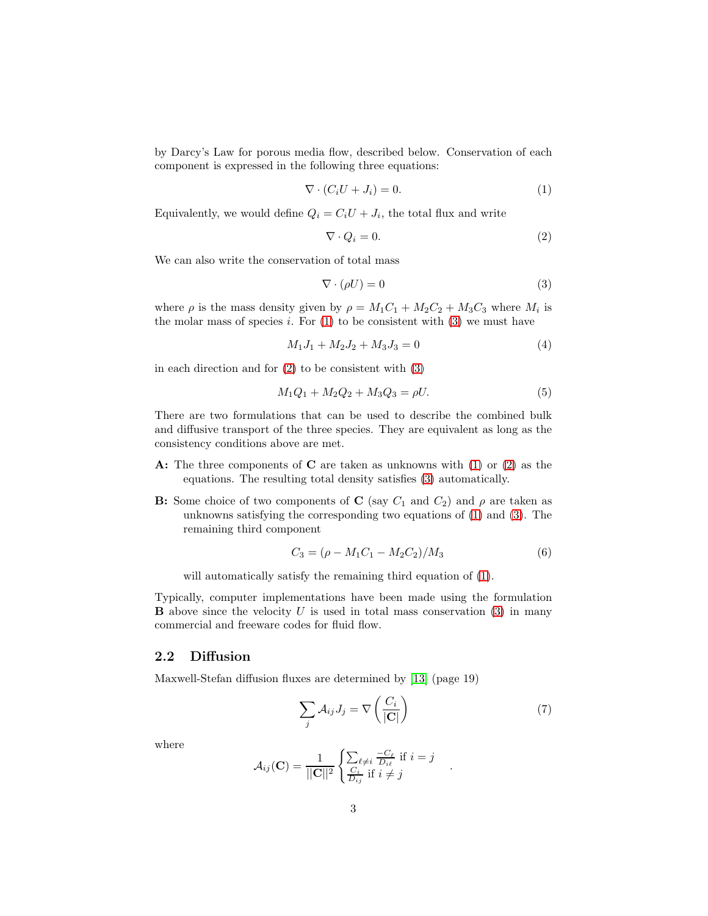by Darcy's Law for porous media flow, described below. Conservation of each component is expressed in the following three equations:

$$\nabla \cdot (C_i U + J_i) = 0. \tag{1}$$

Equivalently, we would define $Q_i = C_i U + J_i$, the total flux and write

$$\nabla \cdot Q_i = 0. \tag{2}$$

We can also write the conservation of total mass

$$\nabla \cdot (\rho U) = 0 \tag{3}$$

where $\rho$ is the mass density given by $\rho = M_1 C_1 + M_2 C_2 + M_3 C_3$ where $M_i$ is the molar mass of species $i$. For (1) to be consistent with (3) we must have

$$M_1 J_1 + M_2 J_2 + M_3 J_3 = 0 \tag{4}$$

in each direction and for (2) to be consistent with (3)

$$M_1 Q_1 + M_2 Q_2 + M_3 Q_3 = \rho U. \tag{5}$$

There are two formulations that can be used to describe the combined bulk and diffusive transport of the three species. They are equivalent as long as the consistency conditions above are met.

**A:** The three components of $\mathbf{C}$ are taken as unknowns with (1) or (2) as the equations. The resulting total density satisfies (3) automatically.

**B:** Some choice of two components of $\mathbf{C}$ (say $C_1$ and $C_2$) and $\rho$ are taken as unknowns satisfying the corresponding two equations of (1) and (3). The remaining third component

$$C_3 = (\rho - M_1 C_1 - M_2 C_2)/M_3 \tag{6}$$

will automatically satisfy the remaining third equation of (1).

Typically, computer implementations have been made using the formulation **B** above since the velocity $U$ is used in total mass conservation (3) in many commercial and freeware codes for fluid flow.

## 2.2 Diffusion

Maxwell-Stefan diffusion fluxes are determined by [13] (page 19)

$$\sum_j \mathcal{A}_{ij} J_j = \nabla \left( \frac{C_i}{|\mathbf{C}|} \right) \tag{7}$$

where

$$\mathcal{A}_{ij}(\mathbf{C}) = \frac{1}{||\mathbf{C}||^2} \begin{cases} \sum_{\ell \neq i} \frac{-C_\ell}{D_{i\ell}} \text{ if } i = j \\ \frac{C_i}{D_{ij}} \text{ if } i \neq j \end{cases} .$$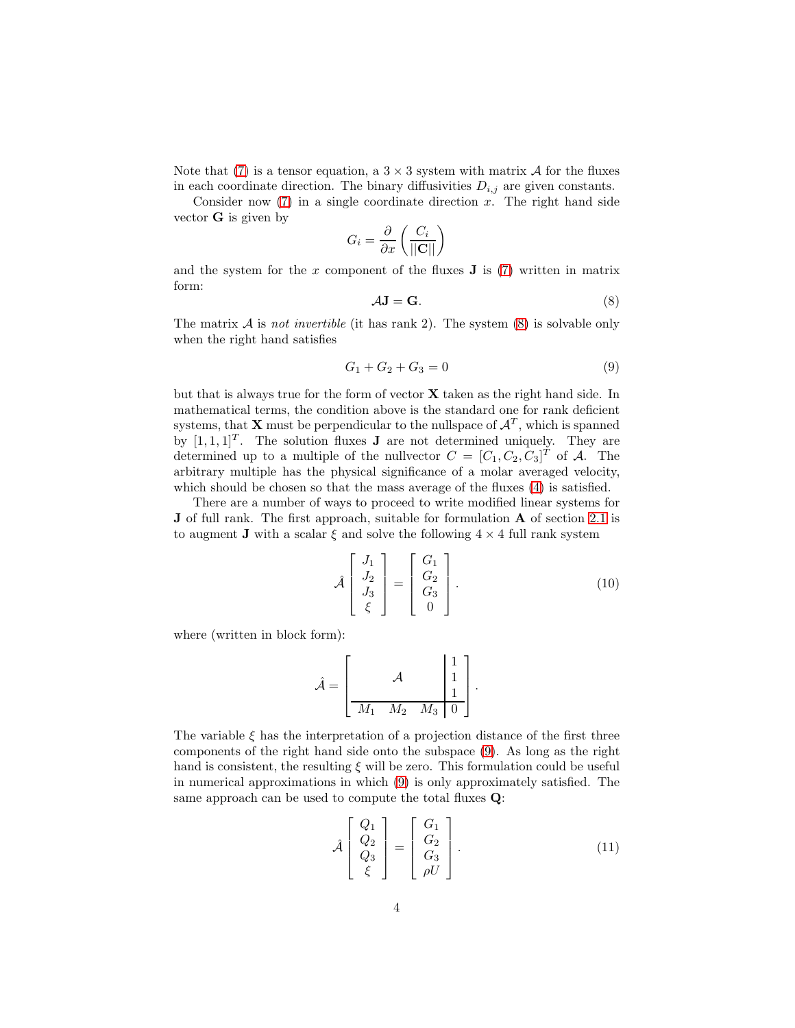Note that (7) is a tensor equation, a $3 \times 3$ system with matrix $\mathcal{A}$ for the fluxes in each coordinate direction. The binary diffusivities $D_{i,j}$ are given constants.

Consider now (7) in a single coordinate direction $x$. The right hand side vector $\mathbf{G}$ is given by

$$G_i = \frac{\partial}{\partial x}\left(\frac{C_i}{||\mathbf{C}||}\right)$$

and the system for the $x$ component of the fluxes $\mathbf{J}$ is (7) written in matrix form:

$$\mathcal{A}\mathbf{J} = \mathbf{G}. \tag{8}$$

The matrix $\mathcal{A}$ is *not invertible* (it has rank 2). The system (8) is solvable only when the right hand satisfies

$$G_1 + G_2 + G_3 = 0 \tag{9}$$

but that is always true for the form of vector $\mathbf{X}$ taken as the right hand side. In mathematical terms, the condition above is the standard one for rank deficient systems, that $\mathbf{X}$ must be perpendicular to the nullspace of $\mathcal{A}^T$, which is spanned by $[1, 1, 1]^T$. The solution fluxes $\mathbf{J}$ are not determined uniquely. They are determined up to a multiple of the nullvector $C = [C_1, C_2, C_3]^T$ of $\mathcal{A}$. The arbitrary multiple has the physical significance of a molar averaged velocity, which should be chosen so that the mass average of the fluxes (4) is satisfied.

There are a number of ways to proceed to write modified linear systems for $\mathbf{J}$ of full rank. The first approach, suitable for formulation **A** of section 2.1 is to augment $\mathbf{J}$ with a scalar $\xi$ and solve the following $4 \times 4$ full rank system

$$\hat{\mathcal{A}} \begin{bmatrix} J_1 \\ J_2 \\ J_3 \\ \xi \end{bmatrix} = \begin{bmatrix} G_1 \\ G_2 \\ G_3 \\ 0 \end{bmatrix}. \tag{10}$$

where (written in block form):

$$\hat{\mathcal{A}} = \left[\begin{array}{ccc|c} & & & 1 \\ & \mathcal{A} & & 1 \\ & & & 1 \\ \hline M_1 & M_2 & M_3 & 0 \end{array}\right].$$

The variable $\xi$ has the interpretation of a projection distance of the first three components of the right hand side onto the subspace (9). As long as the right hand is consistent, the resulting $\xi$ will be zero. This formulation could be useful in numerical approximations in which (9) is only approximately satisfied. The same approach can be used to compute the total fluxes $\mathbf{Q}$:

$$\hat{\mathcal{A}} \begin{bmatrix} Q_1 \\ Q_2 \\ Q_3 \\ \xi \end{bmatrix} = \begin{bmatrix} G_1 \\ G_2 \\ G_3 \\ \rho U \end{bmatrix}. \tag{11}$$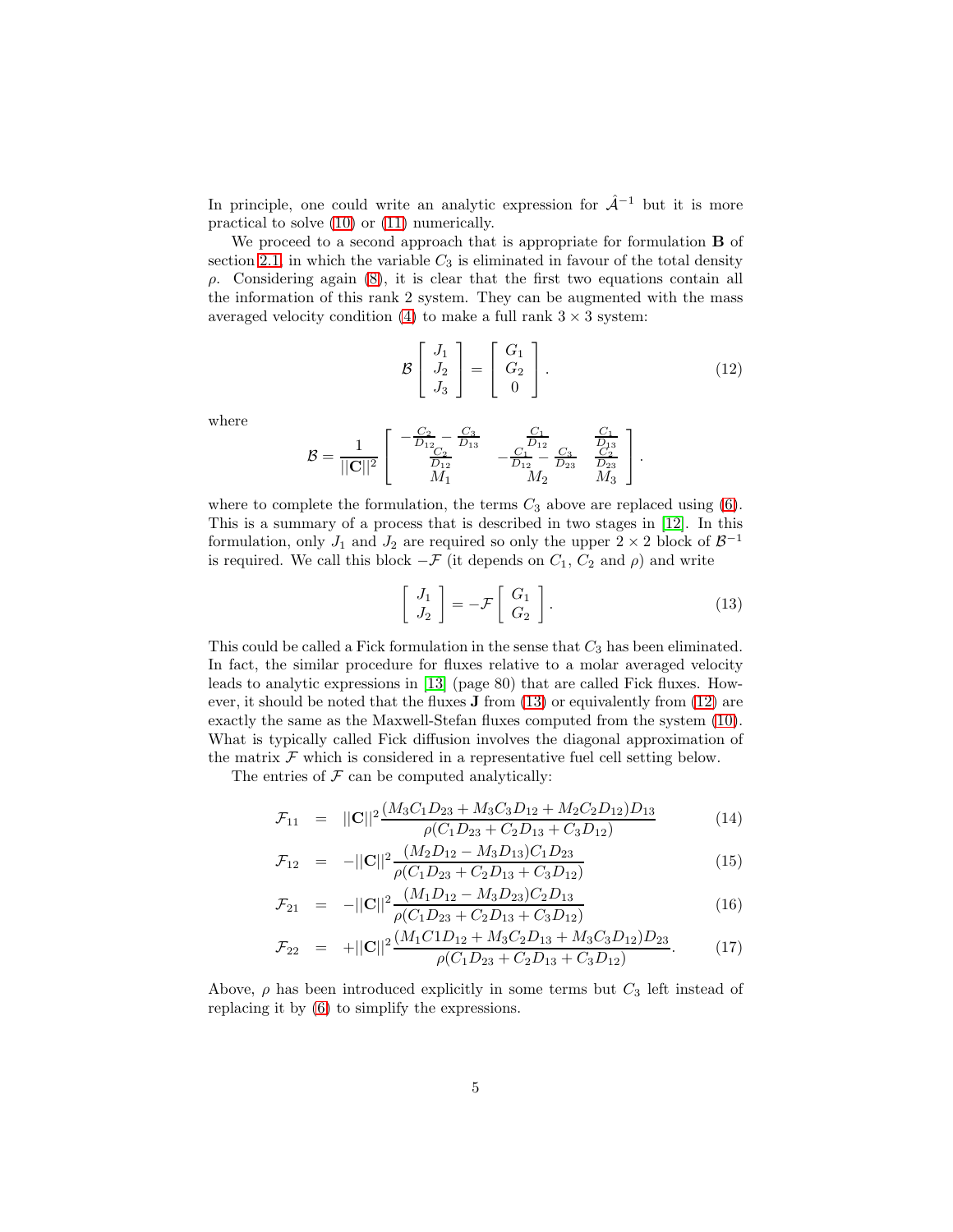In principle, one could write an analytic expression for $\hat{\mathcal{A}}^{-1}$ but it is more practical to solve (10) or (11) numerically.

We proceed to a second approach that is appropriate for formulation **B** of section 2.1, in which the variable $C_3$ is eliminated in favour of the total density $\rho$. Considering again (8), it is clear that the first two equations contain all the information of this rank 2 system. They can be augmented with the mass averaged velocity condition (4) to make a full rank $3 \times 3$ system:

$$\mathcal{B} \begin{bmatrix} J_1 \\ J_2 \\ J_3 \end{bmatrix} = \begin{bmatrix} G_1 \\ G_2 \\ 0 \end{bmatrix}. \tag{12}$$

where

$$\mathcal{B} = \frac{1}{||\mathbf{C}||^2} \begin{bmatrix} -\frac{C_2}{D_{12}} - \frac{C_3}{D_{13}} & \frac{C_1}{D_{12}} & \frac{C_1}{D_{13}} \\ \frac{C_2}{D_{12}} & -\frac{C_1}{D_{12}} - \frac{C_3}{D_{23}} & \frac{C_2}{D_{23}} \\ M_1 & M_2 & M_3 \end{bmatrix}.$$

where to complete the formulation, the terms $C_3$ above are replaced using (6). This is a summary of a process that is described in two stages in [12]. In this formulation, only $J_1$ and $J_2$ are required so only the upper $2 \times 2$ block of $\mathcal{B}^{-1}$ is required. We call this block $-\mathcal{F}$ (it depends on $C_1$, $C_2$ and $\rho$) and write

$$\begin{bmatrix} J_1 \\ J_2 \end{bmatrix} = -\mathcal{F} \begin{bmatrix} G_1 \\ G_2 \end{bmatrix}. \tag{13}$$

This could be called a Fick formulation in the sense that $C_3$ has been eliminated. In fact, the similar procedure for fluxes relative to a molar averaged velocity leads to analytic expressions in [13] (page 80) that are called Fick fluxes. However, it should be noted that the fluxes $\mathbf{J}$ from (13) or equivalently from (12) are exactly the same as the Maxwell-Stefan fluxes computed from the system (10). What is typically called Fick diffusion involves the diagonal approximation of the matrix $\mathcal{F}$ which is considered in a representative fuel cell setting below.

The entries of $\mathcal{F}$ can be computed analytically:

$$\mathcal{F}_{11} = ||\mathbf{C}||^2 \frac{(M_3 C_1 D_{23} + M_3 C_3 D_{12} + M_2 C_2 D_{12}) D_{13}}{\rho (C_1 D_{23} + C_2 D_{13} + C_3 D_{12})} \tag{14}$$

$$\mathcal{F}_{12} = -||\mathbf{C}||^2 \frac{(M_2 D_{12} - M_3 D_{13}) C_1 D_{23}}{\rho (C_1 D_{23} + C_2 D_{13} + C_3 D_{12})} \tag{15}$$

$$\mathcal{F}_{21} = -||\mathbf{C}||^2 \frac{(M_1 D_{12} - M_3 D_{23}) C_2 D_{13}}{\rho (C_1 D_{23} + C_2 D_{13} + C_3 D_{12})} \tag{16}$$

$$\mathcal{F}_{22} = +||\mathbf{C}||^2 \frac{(M_1 C1 D_{12} + M_3 C_2 D_{13} + M_3 C_3 D_{12}) D_{23}}{\rho (C_1 D_{23} + C_2 D_{13} + C_3 D_{12})}. \tag{17}$$

Above, $\rho$ has been introduced explicitly in some terms but $C_3$ left instead of replacing it by (6) to simplify the expressions.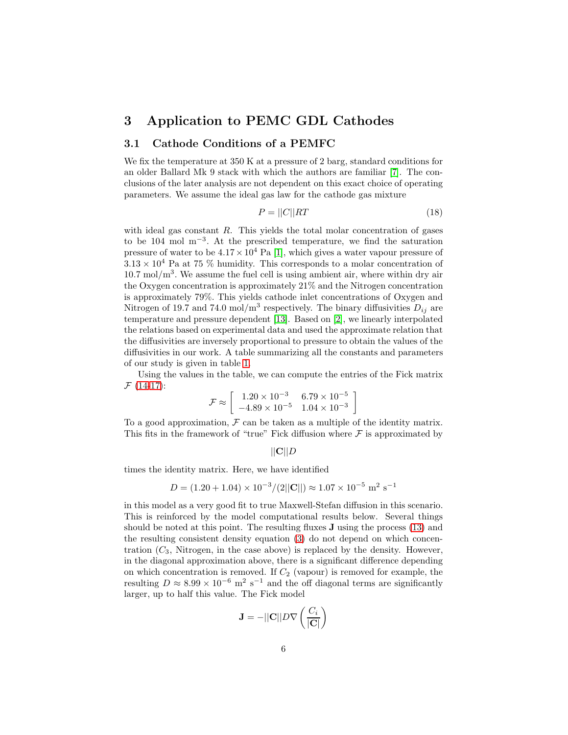## 3 Application to PEMC GDL Cathodes

### 3.1 Cathode Conditions of a PEMFC

We fix the temperature at 350 K at a pressure of 2 barg, standard conditions for an older Ballard Mk 9 stack with which the authors are familiar [7]. The conclusions of the later analysis are not dependent on this exact choice of operating parameters. We assume the ideal gas law for the cathode gas mixture

$$P = ||C||RT \tag{18}$$

with ideal gas constant $R$. This yields the total molar concentration of gases to be 104 mol m$^{-3}$. At the prescribed temperature, we find the saturation pressure of water to be $4.17 \times 10^4$ Pa [1], which gives a water vapour pressure of $3.13 \times 10^4$ Pa at 75 % humidity. This corresponds to a molar concentration of 10.7 mol/m$^3$. We assume the fuel cell is using ambient air, where within dry air the Oxygen concentration is approximately 21% and the Nitrogen concentration is approximately 79%. This yields cathode inlet concentrations of Oxygen and Nitrogen of 19.7 and 74.0 mol/m$^3$ respectively. The binary diffusivities $D_{ij}$ are temperature and pressure dependent [13]. Based on [2], we linearly interpolated the relations based on experimental data and used the approximate relation that the diffusivities are inversely proportional to pressure to obtain the values of the diffusivities in our work. A table summarizing all the constants and parameters of our study is given in table 1.

Using the values in the table, we can compute the entries of the Fick matrix $\mathcal{F}$ (14-17):

$$\mathcal{F} \approx \begin{bmatrix} 1.20 \times 10^{-3} & 6.79 \times 10^{-5} \\ -4.89 \times 10^{-5} & 1.04 \times 10^{-3} \end{bmatrix}$$

To a good approximation, $\mathcal{F}$ can be taken as a multiple of the identity matrix. This fits in the framework of "true" Fick diffusion where $\mathcal{F}$ is approximated by

$$||\mathbf{C}||D$$

times the identity matrix. Here, we have identified

$$D = (1.20 + 1.04) \times 10^{-3}/(2||\mathbf{C}||) \approx 1.07 \times 10^{-5} \text{ m}^2 \text{ s}^{-1}$$

in this model as a very good fit to true Maxwell-Stefan diffusion in this scenario. This is reinforced by the model computational results below. Several things should be noted at this point. The resulting fluxes $\mathbf{J}$ using the process (13) and the resulting consistent density equation (3) do not depend on which concentration ($C_3$, Nitrogen, in the case above) is replaced by the density. However, in the diagonal approximation above, there is a significant difference depending on which concentration is removed. If $C_2$ (vapour) is removed for example, the resulting $D \approx 8.99 \times 10^{-6}$ m$^2$ s$^{-1}$ and the off diagonal terms are significantly larger, up to half this value. The Fick model

$$\mathbf{J} = -||\mathbf{C}||D\nabla\left(\frac{C_i}{|\mathbf{C}|}\right)$$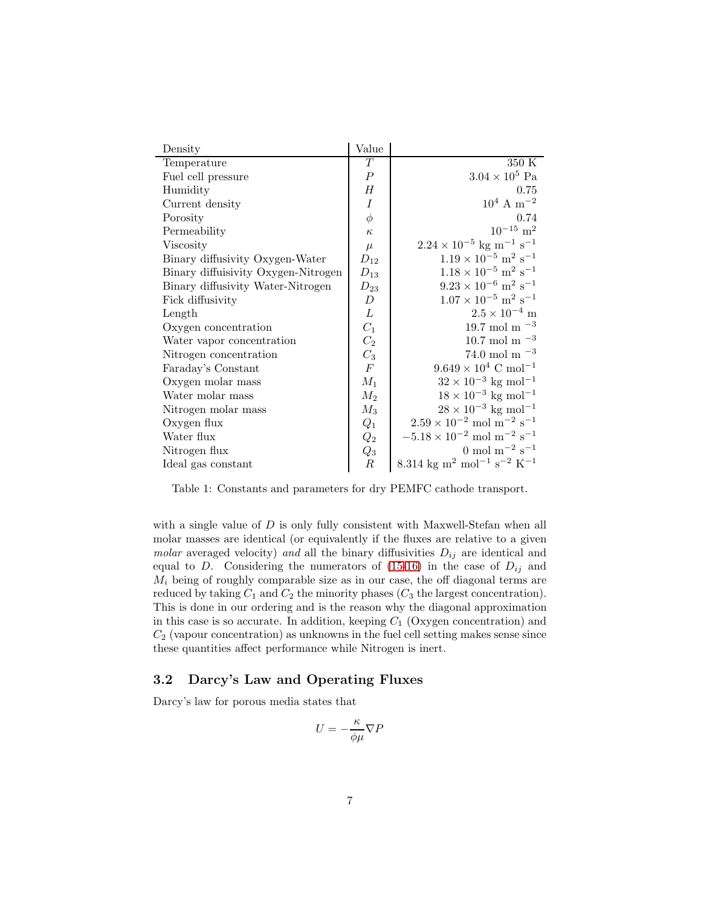| Density | Value | |
|---|---|---|
| Temperature | $T$ | 350 K |
| Fuel cell pressure | $P$ | $3.04 \times 10^5$ Pa |
| Humidity | $H$ | 0.75 |
| Current density | $I$ | $10^4$ A m$^{-2}$ |
| Porosity | $\phi$ | 0.74 |
| Permeability | $\kappa$ | $10^{-15}$ m$^2$ |
| Viscosity | $\mu$ | $2.24 \times 10^{-5}$ kg m$^{-1}$ s$^{-1}$ |
| Binary diffusivity Oxygen-Water | $D_{12}$ | $1.19 \times 10^{-5}$ m$^2$ s$^{-1}$ |
| Binary diffuisivity Oxygen-Nitrogen | $D_{13}$ | $1.18 \times 10^{-5}$ m$^2$ s$^{-1}$ |
| Binary diffusivity Water-Nitrogen | $D_{23}$ | $9.23 \times 10^{-6}$ m$^2$ s$^{-1}$ |
| Fick diffusivity | $D$ | $1.07 \times 10^{-5}$ m$^2$ s$^{-1}$ |
| Length | $L$ | $2.5 \times 10^{-4}$ m |
| Oxygen concentration | $C_1$ | 19.7 mol m $^{-3}$ |
| Water vapor concentration | $C_2$ | 10.7 mol m $^{-3}$ |
| Nitrogen concentration | $C_3$ | 74.0 mol m $^{-3}$ |
| Faraday's Constant | $F$ | $9.649 \times 10^4$ C mol$^{-1}$ |
| Oxygen molar mass | $M_1$ | $32 \times 10^{-3}$ kg mol$^{-1}$ |
| Water molar mass | $M_2$ | $18 \times 10^{-3}$ kg mol$^{-1}$ |
| Nitrogen molar mass | $M_3$ | $28 \times 10^{-3}$ kg mol$^{-1}$ |
| Oxygen flux | $Q_1$ | $2.59 \times 10^{-2}$ mol m$^{-2}$ s$^{-1}$ |
| Water flux | $Q_2$ | $-5.18 \times 10^{-2}$ mol m$^{-2}$ s$^{-1}$ |
| Nitrogen flux | $Q_3$ | 0 mol m$^{-2}$ s$^{-1}$ |
| Ideal gas constant | $R$ | 8.314 kg m$^2$ mol$^{-1}$ s$^{-2}$ K$^{-1}$ |

Table 1: Constants and parameters for dry PEMFC cathode transport.

with a single value of $D$ is only fully consistent with Maxwell-Stefan when all molar masses are identical (or equivalently if the fluxes are relative to a given *molar* averaged velocity) *and* all the binary diffusivities $D_{ij}$ are identical and equal to $D$. Considering the numerators of (15-16) in the case of $D_{ij}$ and $M_i$ being of roughly comparable size as in our case, the off diagonal terms are reduced by taking $C_1$ and $C_2$ the minority phases ($C_3$ the largest concentration). This is done in our ordering and is the reason why the diagonal approximation in this case is so accurate. In addition, keeping $C_1$ (Oxygen concentration) and $C_2$ (vapour concentration) as unknowns in the fuel cell setting makes sense since these quantities affect performance while Nitrogen is inert.

### 3.2 Darcy's Law and Operating Fluxes

Darcy's law for porous media states that

$$U = -\frac{\kappa}{\phi\mu}\nabla P$$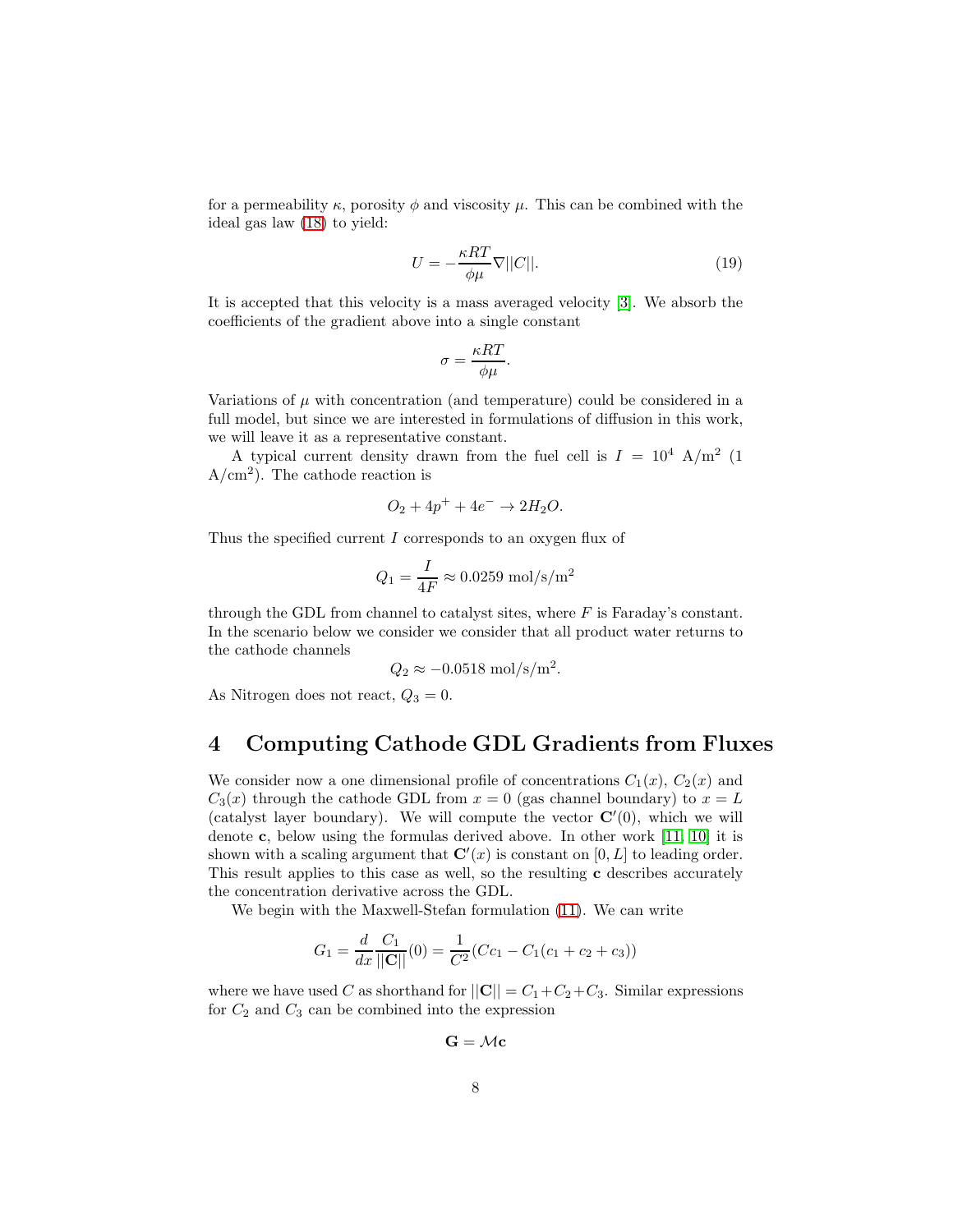for a permeability $\kappa$, porosity $\phi$ and viscosity $\mu$. This can be combined with the ideal gas law (18) to yield:

$$U = -\frac{\kappa RT}{\phi\mu}\nabla||C||. \tag{19}$$

It is accepted that this velocity is a mass averaged velocity [3]. We absorb the coefficients of the gradient above into a single constant

$$\sigma = \frac{\kappa RT}{\phi\mu}.$$

Variations of $\mu$ with concentration (and temperature) could be considered in a full model, but since we are interested in formulations of diffusion in this work, we will leave it as a representative constant.

A typical current density drawn from the fuel cell is $I = 10^4$ A/m$^2$ (1 A/cm$^2$). The cathode reaction is

$$O_2 + 4p^+ + 4e^- \rightarrow 2H_2O.$$

Thus the specified current $I$ corresponds to an oxygen flux of

$$Q_1 = \frac{I}{4F} \approx 0.0259 \text{ mol/s/m}^2$$

through the GDL from channel to catalyst sites, where $F$ is Faraday's constant. In the scenario below we consider we consider that all product water returns to the cathode channels

$$Q_2 \approx -0.0518 \text{ mol/s/m}^2.$$

As Nitrogen does not react, $Q_3 = 0$.

## 4 Computing Cathode GDL Gradients from Fluxes

We consider now a one dimensional profile of concentrations $C_1(x)$, $C_2(x)$ and $C_3(x)$ through the cathode GDL from $x = 0$ (gas channel boundary) to $x = L$ (catalyst layer boundary). We will compute the vector $\mathbf{C}'(0)$, which we will denote $\mathbf{c}$, below using the formulas derived above. In other work [11, 10] it is shown with a scaling argument that $\mathbf{C}'(x)$ is constant on $[0, L]$ to leading order. This result applies to this case as well, so the resulting $\mathbf{c}$ describes accurately the concentration derivative across the GDL.

We begin with the Maxwell-Stefan formulation (11). We can write

$$G_1 = \frac{d}{dx}\frac{C_1}{||\mathbf{C}||}(0) = \frac{1}{C^2}(Cc_1 - C_1(c_1 + c_2 + c_3))$$

where we have used $C$ as shorthand for $||\mathbf{C}|| = C_1 + C_2 + C_3$. Similar expressions for $C_2$ and $C_3$ can be combined into the expression

$$\mathbf{G} = \mathcal{M}\mathbf{c}$$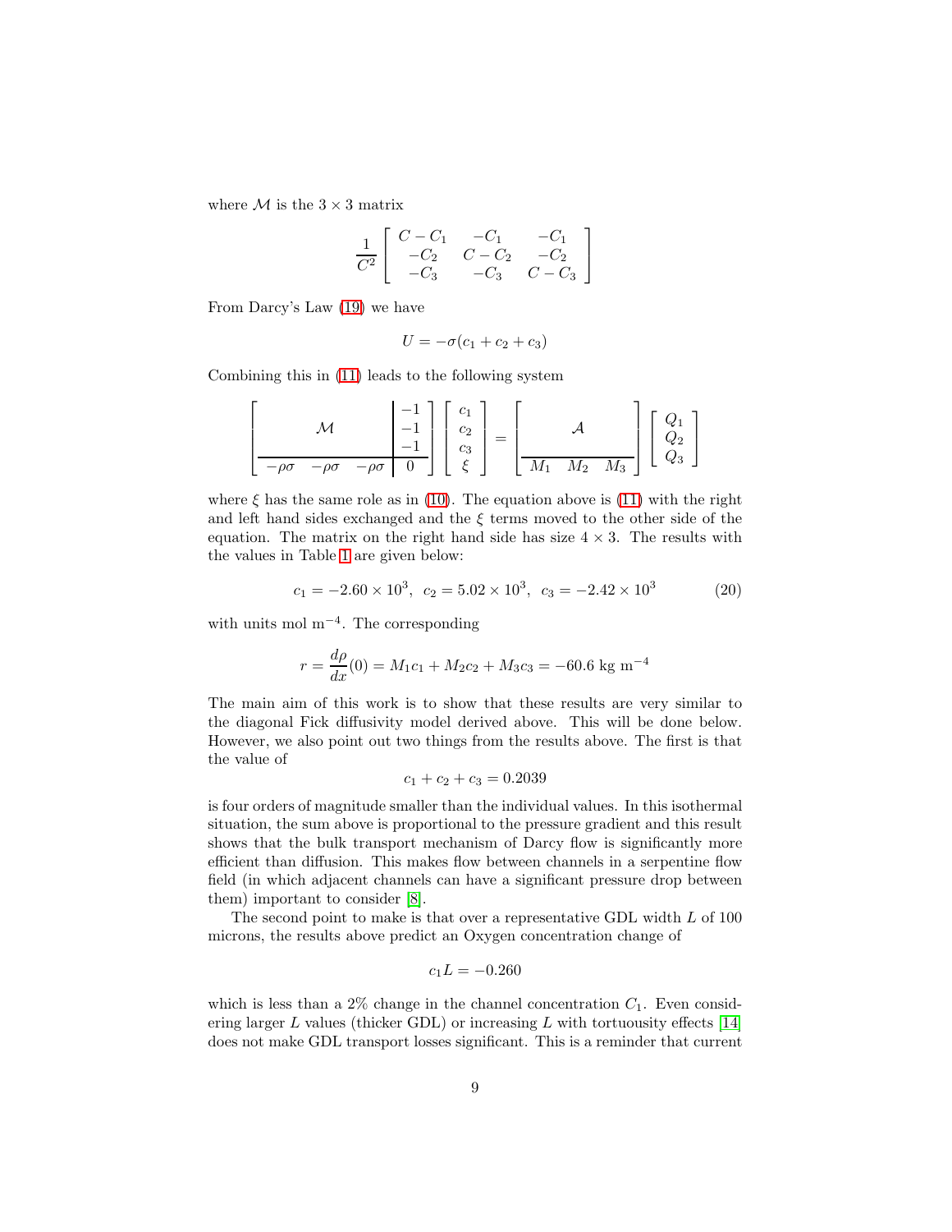where $\mathcal{M}$ is the $3 \times 3$ matrix

$$\frac{1}{C^2}\left[\begin{array}{ccc} C - C_1 & -C_1 & -C_1 \\ -C_2 & C - C_2 & -C_2 \\ -C_3 & -C_3 & C - C_3 \end{array}\right]$$

From Darcy's Law (19) we have

$$U = -\sigma(c_1 + c_2 + c_3)$$

Combining this in (11) leads to the following system

$$\left[\begin{array}{ccc|c} & & & -1 \\ & \mathcal{M} & & -1 \\ & & & -1 \\ \hline -\rho\sigma & -\rho\sigma & -\rho\sigma & 0 \end{array}\right]\left[\begin{array}{c} c_1 \\ c_2 \\ c_3 \\ \xi \end{array}\right] = \left[\begin{array}{ccc} & & \\ & \mathcal{A} & \\ & & \\ \hline M_1 & M_2 & M_3 \end{array}\right]\left[\begin{array}{c} Q_1 \\ Q_2 \\ Q_3 \end{array}\right]$$

where $\xi$ has the same role as in (10). The equation above is (11) with the right and left hand sides exchanged and the $\xi$ terms moved to the other side of the equation. The matrix on the right hand side has size $4 \times 3$. The results with the values in Table 1 are given below:

$$c_1 = -2.60 \times 10^3, \;\; c_2 = 5.02 \times 10^3, \;\; c_3 = -2.42 \times 10^3 \tag{20}$$

with units mol m$^{-4}$. The corresponding

$$r = \frac{d\rho}{dx}(0) = M_1 c_1 + M_2 c_2 + M_3 c_3 = -60.6 \text{ kg m}^{-4}$$

The main aim of this work is to show that these results are very similar to the diagonal Fick diffusivity model derived above. This will be done below. However, we also point out two things from the results above. The first is that the value of

$$c_1 + c_2 + c_3 = 0.2039$$

is four orders of magnitude smaller than the individual values. In this isothermal situation, the sum above is proportional to the pressure gradient and this result shows that the bulk transport mechanism of Darcy flow is significantly more efficient than diffusion. This makes flow between channels in a serpentine flow field (in which adjacent channels can have a significant pressure drop between them) important to consider [8].

The second point to make is that over a representative GDL width $L$ of 100 microns, the results above predict an Oxygen concentration change of

$$c_1 L = -0.260$$

which is less than a 2% change in the channel concentration $C_1$. Even considering larger $L$ values (thicker GDL) or increasing $L$ with tortuousity effects [14] does not make GDL transport losses significant. This is a reminder that current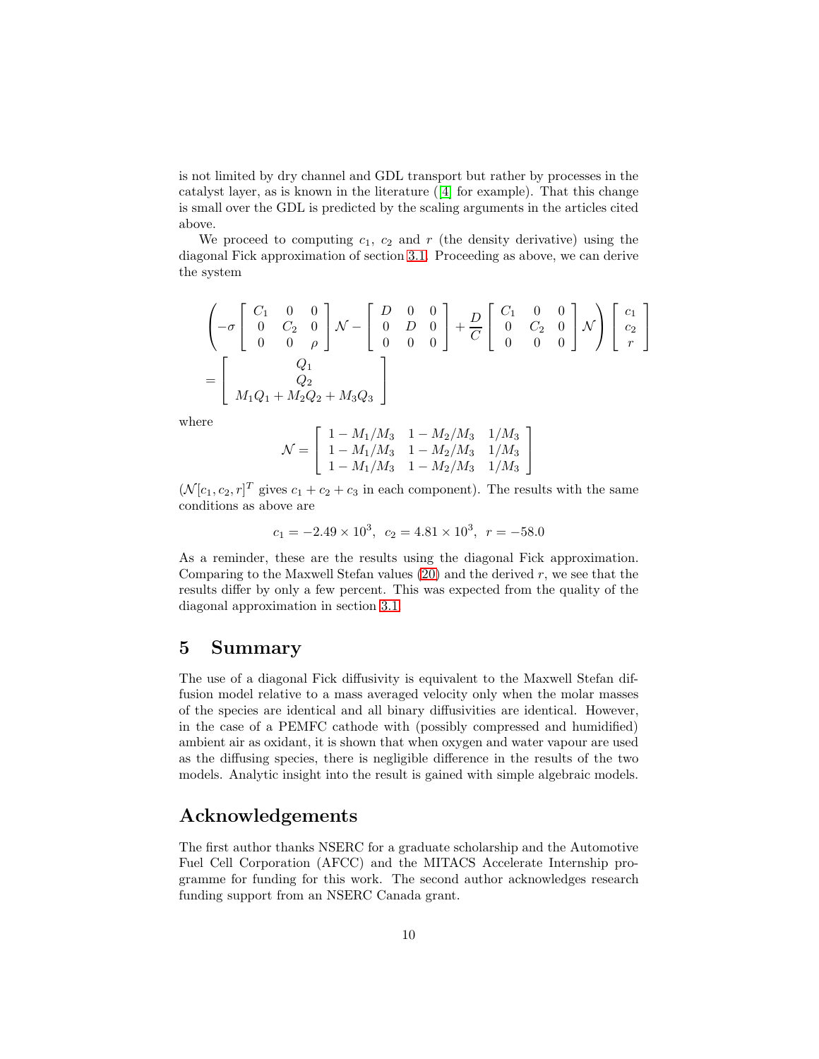is not limited by dry channel and GDL transport but rather by processes in the catalyst layer, as is known in the literature ([4] for example). That this change is small over the GDL is predicted by the scaling arguments in the articles cited above.

We proceed to computing $c_1$, $c_2$ and $r$ (the density derivative) using the diagonal Fick approximation of section 3.1. Proceeding as above, we can derive the system

$$
\left( -\sigma \begin{bmatrix} C_1 & 0 & 0 \\ 0 & C_2 & 0 \\ 0 & 0 & \rho \end{bmatrix} \mathcal{N} - \begin{bmatrix} D & 0 & 0 \\ 0 & D & 0 \\ 0 & 0 & 0 \end{bmatrix} + \frac{D}{C} \begin{bmatrix} C_1 & 0 & 0 \\ 0 & C_2 & 0 \\ 0 & 0 & 0 \end{bmatrix} \mathcal{N} \right) \begin{bmatrix} c_1 \\ c_2 \\ r \end{bmatrix}
$$
$$
= \begin{bmatrix} Q_1 \\ Q_2 \\ M_1 Q_1 + M_2 Q_2 + M_3 Q_3 \end{bmatrix}
$$

where

$$
\mathcal{N} = \begin{bmatrix} 1 - M_1/M_3 & 1 - M_2/M_3 & 1/M_3 \\ 1 - M_1/M_3 & 1 - M_2/M_3 & 1/M_3 \\ 1 - M_1/M_3 & 1 - M_2/M_3 & 1/M_3 \end{bmatrix}
$$

($\mathcal{N}[c_1, c_2, r]^T$ gives $c_1 + c_2 + c_3$ in each component). The results with the same conditions as above are

$$
c_1 = -2.49 \times 10^3, \;\; c_2 = 4.81 \times 10^3, \;\; r = -58.0
$$

As a reminder, these are the results using the diagonal Fick approximation. Comparing to the Maxwell Stefan values (20) and the derived $r$, we see that the results differ by only a few percent. This was expected from the quality of the diagonal approximation in section 3.1.

## 5 Summary

The use of a diagonal Fick diffusivity is equivalent to the Maxwell Stefan diffusion model relative to a mass averaged velocity only when the molar masses of the species are identical and all binary diffusivities are identical. However, in the case of a PEMFC cathode with (possibly compressed and humidified) ambient air as oxidant, it is shown that when oxygen and water vapour are used as the diffusing species, there is negligible difference in the results of the two models. Analytic insight into the result is gained with simple algebraic models.

## Acknowledgements

The first author thanks NSERC for a graduate scholarship and the Automotive Fuel Cell Corporation (AFCC) and the MITACS Accelerate Internship programme for funding for this work. The second author acknowledges research funding support from an NSERC Canada grant.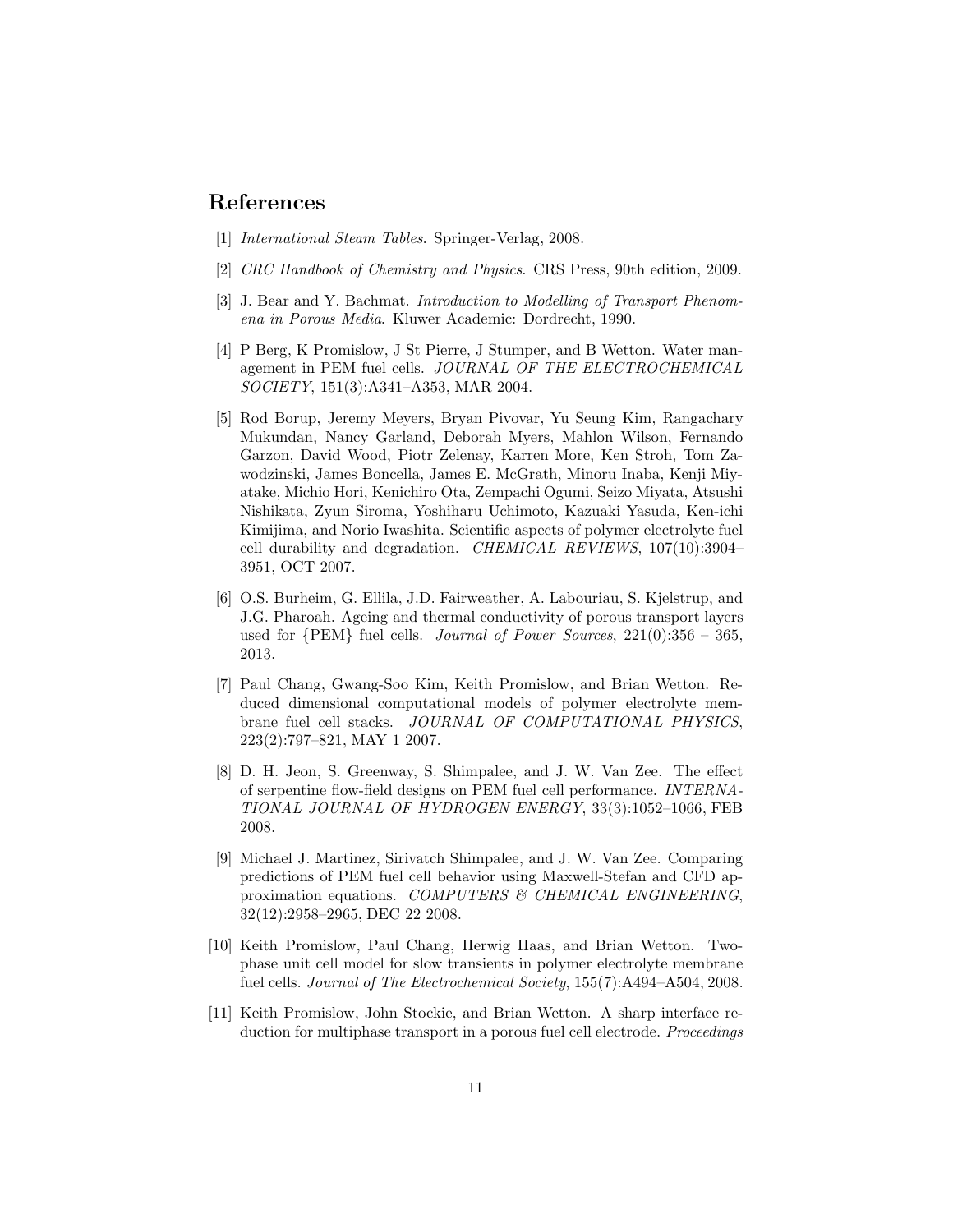## References

[1] *International Steam Tables*. Springer-Verlag, 2008.

[2] *CRC Handbook of Chemistry and Physics*. CRS Press, 90th edition, 2009.

[3] J. Bear and Y. Bachmat. *Introduction to Modelling of Transport Phenomena in Porous Media*. Kluwer Academic: Dordrecht, 1990.

[4] P Berg, K Promislow, J St Pierre, J Stumper, and B Wetton. Water management in PEM fuel cells. *JOURNAL OF THE ELECTROCHEMICAL SOCIETY*, 151(3):A341–A353, MAR 2004.

[5] Rod Borup, Jeremy Meyers, Bryan Pivovar, Yu Seung Kim, Rangachary Mukundan, Nancy Garland, Deborah Myers, Mahlon Wilson, Fernando Garzon, David Wood, Piotr Zelenay, Karren More, Ken Stroh, Tom Zawodzinski, James Boncella, James E. McGrath, Minoru Inaba, Kenji Miyatake, Michio Hori, Kenichiro Ota, Zempachi Ogumi, Seizo Miyata, Atsushi Nishikata, Zyun Siroma, Yoshiharu Uchimoto, Kazuaki Yasuda, Ken-ichi Kimijima, and Norio Iwashita. Scientific aspects of polymer electrolyte fuel cell durability and degradation. *CHEMICAL REVIEWS*, 107(10):3904–3951, OCT 2007.

[6] O.S. Burheim, G. Ellila, J.D. Fairweather, A. Labouriau, S. Kjelstrup, and J.G. Pharoah. Ageing and thermal conductivity of porous transport layers used for {PEM} fuel cells. *Journal of Power Sources*, 221(0):356 – 365, 2013.

[7] Paul Chang, Gwang-Soo Kim, Keith Promislow, and Brian Wetton. Reduced dimensional computational models of polymer electrolyte membrane fuel cell stacks. *JOURNAL OF COMPUTATIONAL PHYSICS*, 223(2):797–821, MAY 1 2007.

[8] D. H. Jeon, S. Greenway, S. Shimpalee, and J. W. Van Zee. The effect of serpentine flow-field designs on PEM fuel cell performance. *INTERNATIONAL JOURNAL OF HYDROGEN ENERGY*, 33(3):1052–1066, FEB 2008.

[9] Michael J. Martinez, Sirivatch Shimpalee, and J. W. Van Zee. Comparing predictions of PEM fuel cell behavior using Maxwell-Stefan and CFD approximation equations. *COMPUTERS & CHEMICAL ENGINEERING*, 32(12):2958–2965, DEC 22 2008.

[10] Keith Promislow, Paul Chang, Herwig Haas, and Brian Wetton. Two-phase unit cell model for slow transients in polymer electrolyte membrane fuel cells. *Journal of The Electrochemical Society*, 155(7):A494–A504, 2008.

[11] Keith Promislow, John Stockie, and Brian Wetton. A sharp interface reduction for multiphase transport in a porous fuel cell electrode. *Proceedings*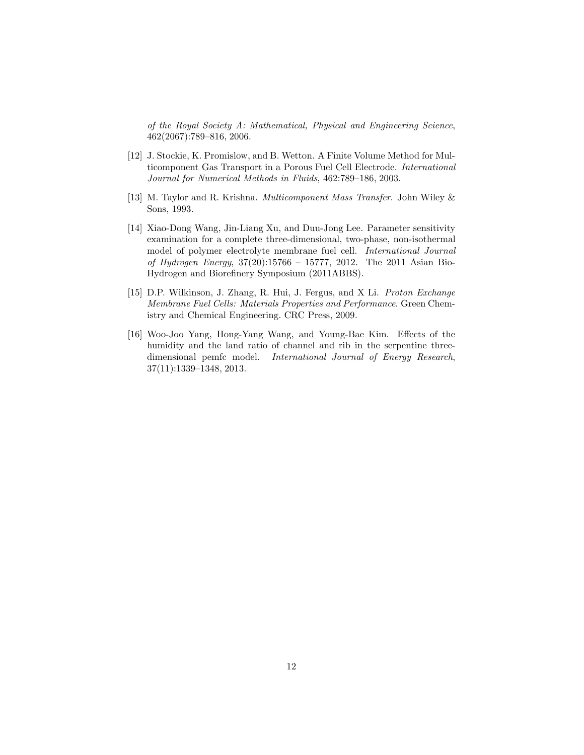*of the Royal Society A: Mathematical, Physical and Engineering Science*, 462(2067):789–816, 2006.

[12] J. Stockie, K. Promislow, and B. Wetton. A Finite Volume Method for Multicomponent Gas Transport in a Porous Fuel Cell Electrode. *International Journal for Numerical Methods in Fluids*, 462:789–186, 2003.

[13] M. Taylor and R. Krishna. *Multicomponent Mass Transfer*. John Wiley & Sons, 1993.

[14] Xiao-Dong Wang, Jin-Liang Xu, and Duu-Jong Lee. Parameter sensitivity examination for a complete three-dimensional, two-phase, non-isothermal model of polymer electrolyte membrane fuel cell. *International Journal of Hydrogen Energy*, 37(20):15766 – 15777, 2012. The 2011 Asian Bio-Hydrogen and Biorefinery Symposium (2011ABBS).

[15] D.P. Wilkinson, J. Zhang, R. Hui, J. Fergus, and X Li. *Proton Exchange Membrane Fuel Cells: Materials Properties and Performance*. Green Chemistry and Chemical Engineering. CRC Press, 2009.

[16] Woo-Joo Yang, Hong-Yang Wang, and Young-Bae Kim. Effects of the humidity and the land ratio of channel and rib in the serpentine three-dimensional pemfc model. *International Journal of Energy Research*, 37(11):1339–1348, 2013.